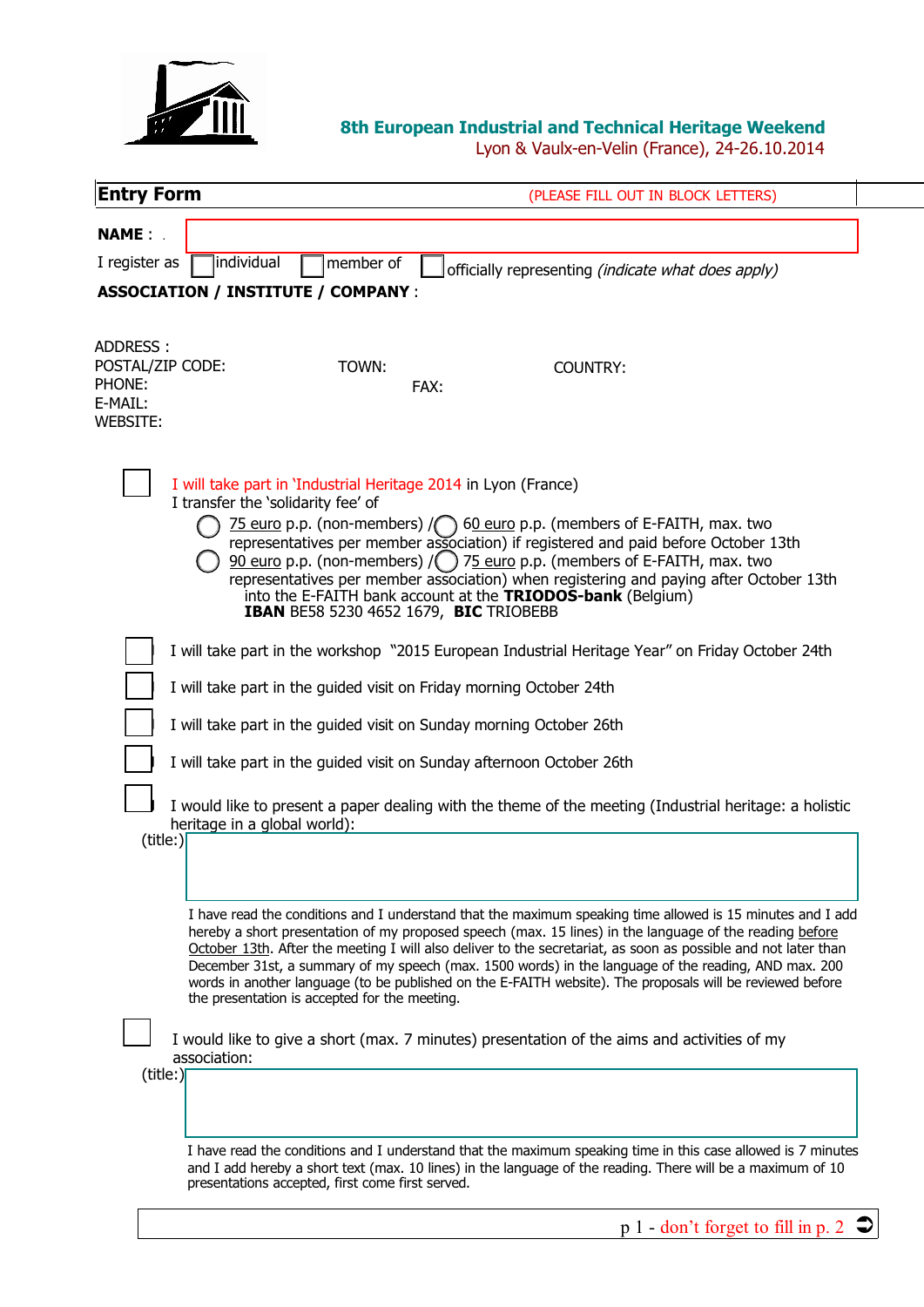**8th European Industrial and Technical Heritage Weekend**

Lyon & Vaulx-en-Velin (France), 24-26.10.2014

## Entry Form

(PLEASE FILL OUT IN BLOCK LETTERS)

**NAME** :

I register as ☐ individual ☐ member of ☐ officially representing *(indicate what does apply)*

**ASSOCIATION / INSTITUTE / COMPANY** :

ADDRESS :
POSTAL/ZIP CODE: TOWN: COUNTRY:
PHONE: FAX:
E-MAIL:
WEBSITE:

☐ I will take part in 'Industrial Heritage 2014 in Lyon (France)
I transfer the 'solidarity fee' of

- ◯ 75 euro p.p. (non-members) / ◯ 60 euro p.p. (members of E-FAITH, max. two representatives per member association) if registered and paid before October 13th
- ◯ 90 euro p.p. (non-members) / ◯ 75 euro p.p. (members of E-FAITH, max. two representatives per member association) when registering and paying after October 13th

into the E-FAITH bank account at the **TRIODOS-bank** (Belgium)
**IBAN** BE58 5230 4652 1679, **BIC** TRIOBEBB

☐ I will take part in the workshop "2015 European Industrial Heritage Year" on Friday October 24th

☐ I will take part in the guided visit on Friday morning October 24th

☐ I will take part in the guided visit on Sunday morning October 26th

☐ I will take part in the guided visit on Sunday afternoon October 26th

☐ I would like to present a paper dealing with the theme of the meeting (Industrial heritage: a holistic heritage in a global world):

(title:)

I have read the conditions and I understand that the maximum speaking time allowed is 15 minutes and I add hereby a short presentation of my proposed speech (max. 15 lines) in the language of the reading before October 13th. After the meeting I will also deliver to the secretariat, as soon as possible and not later than December 31st, a summary of my speech (max. 1500 words) in the language of the reading, AND max. 200 words in another language (to be published on the E-FAITH website). The proposals will be reviewed before the presentation is accepted for the meeting.

☐ I would like to give a short (max. 7 minutes) presentation of the aims and activities of my association:

(title:)

I have read the conditions and I understand that the maximum speaking time in this case allowed is 7 minutes and I add hereby a short text (max. 10 lines) in the language of the reading. There will be a maximum of 10 presentations accepted, first come first served.

don't forget to fill in p. 2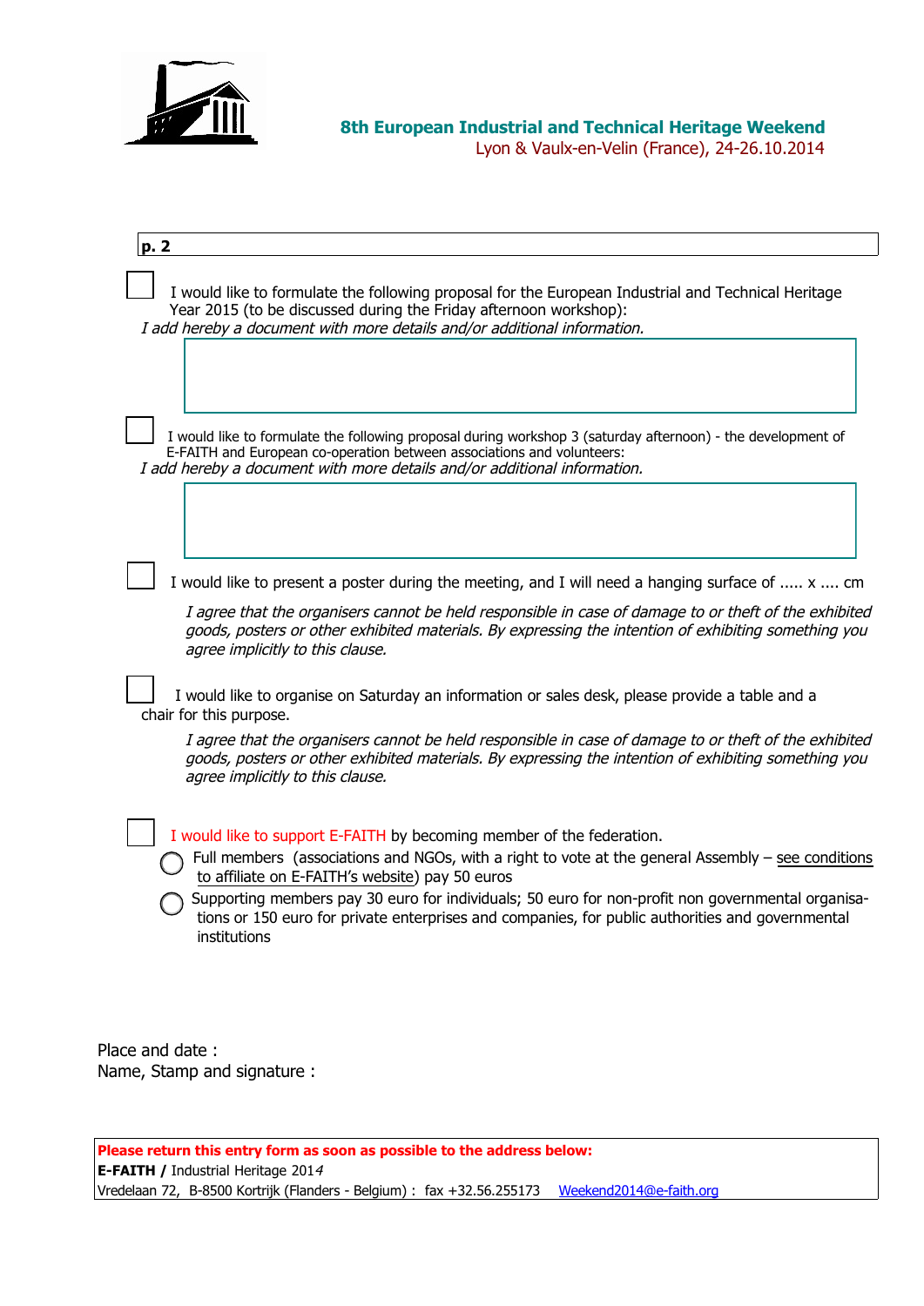**8th European Industrial and Technical Heritage Weekend**
Lyon & Vaulx-en-Velin (France), 24-26.10.2014

**p. 2**

☐ I would like to formulate the following proposal for the European Industrial and Technical Heritage Year 2015 (to be discussed during the Friday afternoon workshop):
*I add hereby a document with more details and/or additional information.*

☐ I would like to formulate the following proposal during workshop 3 (saturday afternoon) - the development of E-FAITH and European co-operation between associations and volunteers:
*I add hereby a document with more details and/or additional information.*

☐ I would like to present a poster during the meeting, and I will need a hanging surface of ..... x .... cm

*I agree that the organisers cannot be held responsible in case of damage to or theft of the exhibited goods, posters or other exhibited materials. By expressing the intention of exhibiting something you agree implicitly to this clause.*

☐ I would like to organise on Saturday an information or sales desk, please provide a table and a chair for this purpose.

*I agree that the organisers cannot be held responsible in case of damage to or theft of the exhibited goods, posters or other exhibited materials. By expressing the intention of exhibiting something you agree implicitly to this clause.*

☐ I would like to support E-FAITH by becoming member of the federation.

- ◯ Full members (associations and NGOs, with a right to vote at the general Assembly – see conditions to affiliate on E-FAITH's website) pay 50 euros
- ◯ Supporting members pay 30 euro for individuals; 50 euro for non-profit non governmental organisations or 150 euro for private enterprises and companies, for public authorities and governmental institutions

Place and date :
Name, Stamp and signature :

**Please return this entry form as soon as possible to the address below:**
**E-FAITH /** Industrial Heritage 2014
Vredelaan 72, B-8500 Kortrijk (Flanders - Belgium) : fax +32.56.255173 Weekend2014@e-faith.org